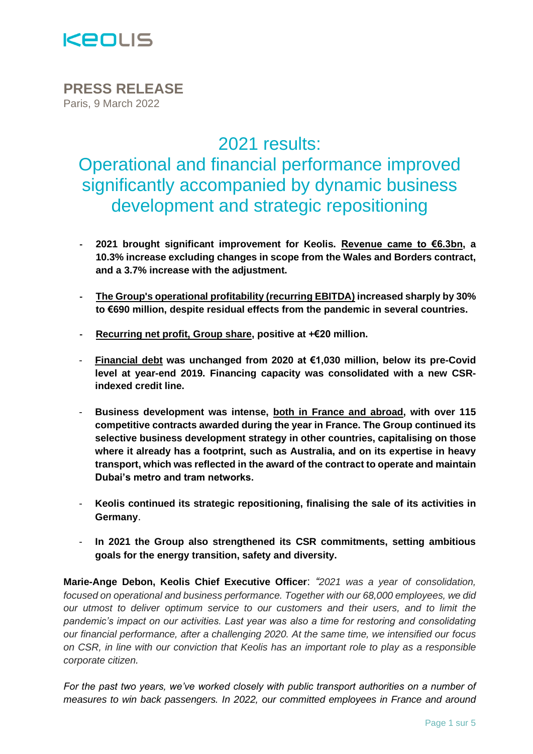KEOLIS

**PRESS RELEASE**

Paris, 9 March 2022

# 2021 results: Operational and financial performance improved significantly accompanied by dynamic business development and strategic repositioning

- **2021 brought significant improvement for Keolis. Revenue came to €6.3bn, a 10.3% increase excluding changes in scope from the Wales and Borders contract, and a 3.7% increase with the adjustment.**
- **The Group's operational profitability (recurring EBITDA) increased sharply by 30% to €690 million, despite residual effects from the pandemic in several countries.**
- **Recurring net profit, Group share, positive at +€20 million.**
- **Financial debt was unchanged from 2020 at €1,030 million, below its pre-Covid level at year-end 2019. Financing capacity was consolidated with a new CSR-indexed credit line.**
- **Business development was intense, both in France and abroad, with over 115 competitive contracts awarded during the year in France. The Group continued its selective business development strategy in other countries, capitalising on those where it already has a footprint, such as Australia, and on its expertise in heavy transport, which was reflected in the award of the contract to operate and maintain Dubai's metro and tram networks.**
- **Keolis continued its strategic repositioning, finalising the sale of its activities in Germany**.
- **In 2021 the Group also strengthened its CSR commitments, setting ambitious goals for the energy transition, safety and diversity.**

**Marie-Ange Debon, Keolis Chief Executive Officer**: *"2021 was a year of consolidation, focused on operational and business performance. Together with our 68,000 employees, we did our utmost to deliver optimum service to our customers and their users, and to limit the pandemic's impact on our activities. Last year was also a time for restoring and consolidating our financial performance, after a challenging 2020. At the same time, we intensified our focus on CSR, in line with our conviction that Keolis has an important role to play as a responsible corporate citizen.*

*For the past two years, we've worked closely with public transport authorities on a number of measures to win back passengers. In 2022, our committed employees in France and around*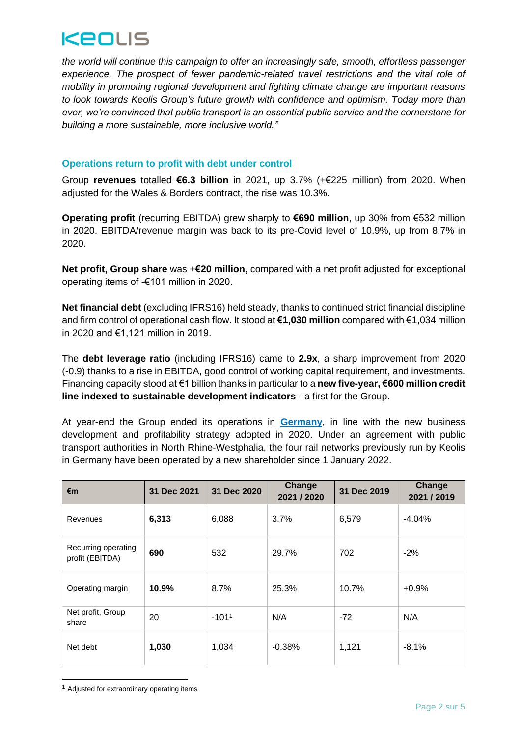*the world will continue this campaign to offer an increasingly safe, smooth, effortless passenger experience. The prospect of fewer pandemic-related travel restrictions and the vital role of mobility in promoting regional development and fighting climate change are important reasons to look towards Keolis Group's future growth with confidence and optimism. Today more than ever, we're convinced that public transport is an essential public service and the cornerstone for building a more sustainable, more inclusive world."*

## Operations return to profit with debt under control

Group **revenues** totalled **€6.3 billion** in 2021, up 3.7% (+€225 million) from 2020. When adjusted for the Wales & Borders contract, the rise was 10.3%.

**Operating profit** (recurring EBITDA) grew sharply to **€690 million**, up 30% from €532 million in 2020. EBITDA/revenue margin was back to its pre-Covid level of 10.9%, up from 8.7% in 2020.

**Net profit, Group share** was **+€20 million,** compared with a net profit adjusted for exceptional operating items of -€101 million in 2020.

**Net financial debt** (excluding IFRS16) held steady, thanks to continued strict financial discipline and firm control of operational cash flow. It stood at **€1,030 million** compared with €1,034 million in 2020 and €1,121 million in 2019.

The **debt leverage ratio** (including IFRS16) came to **2.9x**, a sharp improvement from 2020 (-0.9) thanks to a rise in EBITDA, good control of working capital requirement, and investments. Financing capacity stood at €1 billion thanks in particular to a **new five-year, €600 million credit line indexed to sustainable development indicators** - a first for the Group.

At year-end the Group ended its operations in **Germany**, in line with the new business development and profitability strategy adopted in 2020. Under an agreement with public transport authorities in North Rhine-Westphalia, the four rail networks previously run by Keolis in Germany have been operated by a new shareholder since 1 January 2022.

| €m | 31 Dec 2021 | 31 Dec 2020 | Change 2021 / 2020 | 31 Dec 2019 | Change 2021 / 2019 |
|---|---|---|---|---|---|
| Revenues | **6,313** | 6,088 | 3.7% | 6,579 | -4.04% |
| Recurring operating profit (EBITDA) | **690** | 532 | 29.7% | 702 | -2% |
| Operating margin | **10.9%** | 8.7% | 25.3% | 10.7% | +0.9% |
| Net profit, Group share | 20 | -101[1] | N/A | -72 | N/A |
| Net debt | **1,030** | 1,034 | -0.38% | 1,121 | -8.1% |

[1] Adjusted for extraordinary operating items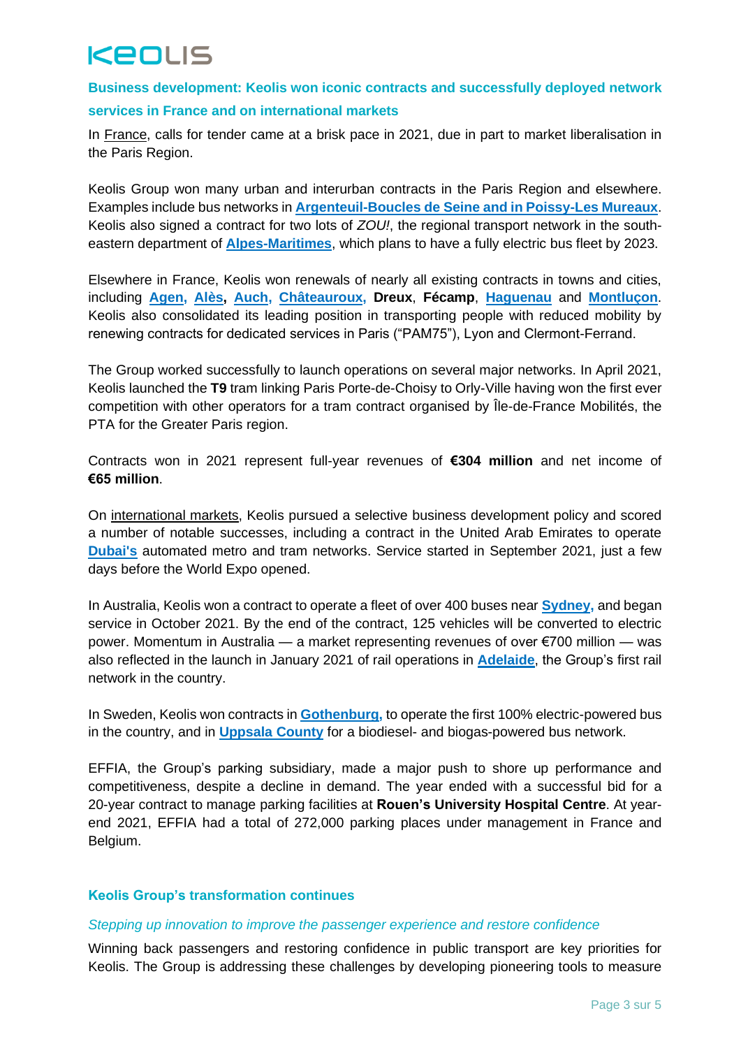## Business development: Keolis won iconic contracts and successfully deployed network services in France and on international markets

In France, calls for tender came at a brisk pace in 2021, due in part to market liberalisation in the Paris Region.

Keolis Group won many urban and interurban contracts in the Paris Region and elsewhere. Examples include bus networks in **Argenteuil-Boucles de Seine and in Poissy-Les Mureaux**. Keolis also signed a contract for two lots of *ZOU!*, the regional transport network in the south-eastern department of **Alpes-Maritimes**, which plans to have a fully electric bus fleet by 2023.

Elsewhere in France, Keolis won renewals of nearly all existing contracts in towns and cities, including **Agen, Alès, Auch, Châteauroux, Dreux**, **Fécamp**, **Haguenau** and **Montluçon**. Keolis also consolidated its leading position in transporting people with reduced mobility by renewing contracts for dedicated services in Paris ("PAM75"), Lyon and Clermont-Ferrand.

The Group worked successfully to launch operations on several major networks. In April 2021, Keolis launched the **T9** tram linking Paris Porte-de-Choisy to Orly-Ville having won the first ever competition with other operators for a tram contract organised by Île-de-France Mobilités, the PTA for the Greater Paris region.

Contracts won in 2021 represent full-year revenues of **€304 million** and net income of **€65 million**.

On international markets, Keolis pursued a selective business development policy and scored a number of notable successes, including a contract in the United Arab Emirates to operate **Dubai's** automated metro and tram networks. Service started in September 2021, just a few days before the World Expo opened.

In Australia, Keolis won a contract to operate a fleet of over 400 buses near **Sydney,** and began service in October 2021. By the end of the contract, 125 vehicles will be converted to electric power. Momentum in Australia — a market representing revenues of over €700 million — was also reflected in the launch in January 2021 of rail operations in **Adelaide**, the Group's first rail network in the country.

In Sweden, Keolis won contracts in **Gothenburg,** to operate the first 100% electric-powered bus in the country, and in **Uppsala County** for a biodiesel- and biogas-powered bus network.

EFFIA, the Group's parking subsidiary, made a major push to shore up performance and competitiveness, despite a decline in demand. The year ended with a successful bid for a 20-year contract to manage parking facilities at **Rouen's University Hospital Centre**. At year-end 2021, EFFIA had a total of 272,000 parking places under management in France and Belgium.

## Keolis Group's transformation continues

### *Stepping up innovation to improve the passenger experience and restore confidence*

Winning back passengers and restoring confidence in public transport are key priorities for Keolis. The Group is addressing these challenges by developing pioneering tools to measure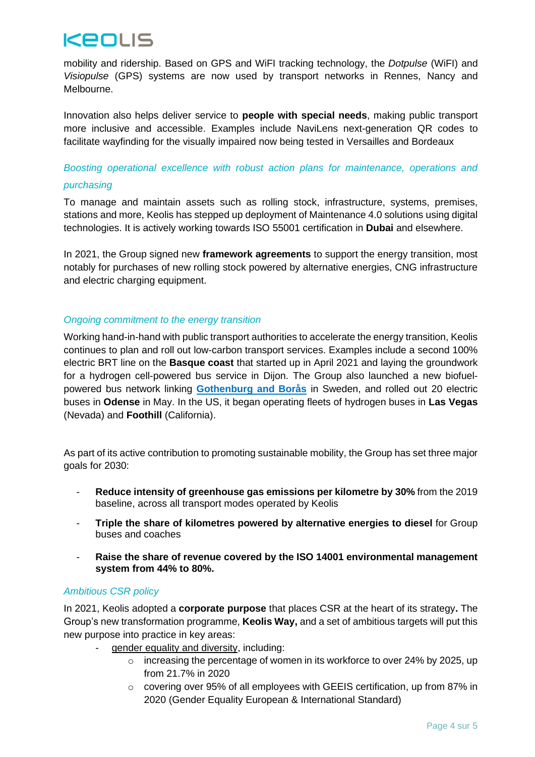mobility and ridership. Based on GPS and WiFI tracking technology, the *Dotpulse* (WiFI) and *Visiopulse* (GPS) systems are now used by transport networks in Rennes, Nancy and Melbourne.

Innovation also helps deliver service to **people with special needs**, making public transport more inclusive and accessible. Examples include NaviLens next-generation QR codes to facilitate wayfinding for the visually impaired now being tested in Versailles and Bordeaux

*Boosting operational excellence with robust action plans for maintenance, operations and purchasing*

To manage and maintain assets such as rolling stock, infrastructure, systems, premises, stations and more, Keolis has stepped up deployment of Maintenance 4.0 solutions using digital technologies. It is actively working towards ISO 55001 certification in **Dubai** and elsewhere.

In 2021, the Group signed new **framework agreements** to support the energy transition, most notably for purchases of new rolling stock powered by alternative energies, CNG infrastructure and electric charging equipment.

*Ongoing commitment to the energy transition*

Working hand-in-hand with public transport authorities to accelerate the energy transition, Keolis continues to plan and roll out low-carbon transport services. Examples include a second 100% electric BRT line on the **Basque coast** that started up in April 2021 and laying the groundwork for a hydrogen cell-powered bus service in Dijon. The Group also launched a new biofuel-powered bus network linking **Gothenburg and Borås** in Sweden, and rolled out 20 electric buses in **Odense** in May. In the US, it began operating fleets of hydrogen buses in **Las Vegas** (Nevada) and **Foothill** (California).

As part of its active contribution to promoting sustainable mobility, the Group has set three major goals for 2030:

- **Reduce intensity of greenhouse gas emissions per kilometre by 30%** from the 2019 baseline, across all transport modes operated by Keolis
- **Triple the share of kilometres powered by alternative energies to diesel** for Group buses and coaches
- **Raise the share of revenue covered by the ISO 14001 environmental management system from 44% to 80%.**

*Ambitious CSR policy*

In 2021, Keolis adopted a **corporate purpose** that places CSR at the heart of its strategy**.** The Group's new transformation programme, **Keolis Way,** and a set of ambitious targets will put this new purpose into practice in key areas:

- gender equality and diversity, including:
  - increasing the percentage of women in its workforce to over 24% by 2025, up from 21.7% in 2020
  - covering over 95% of all employees with GEEIS certification, up from 87% in 2020 (Gender Equality European & International Standard)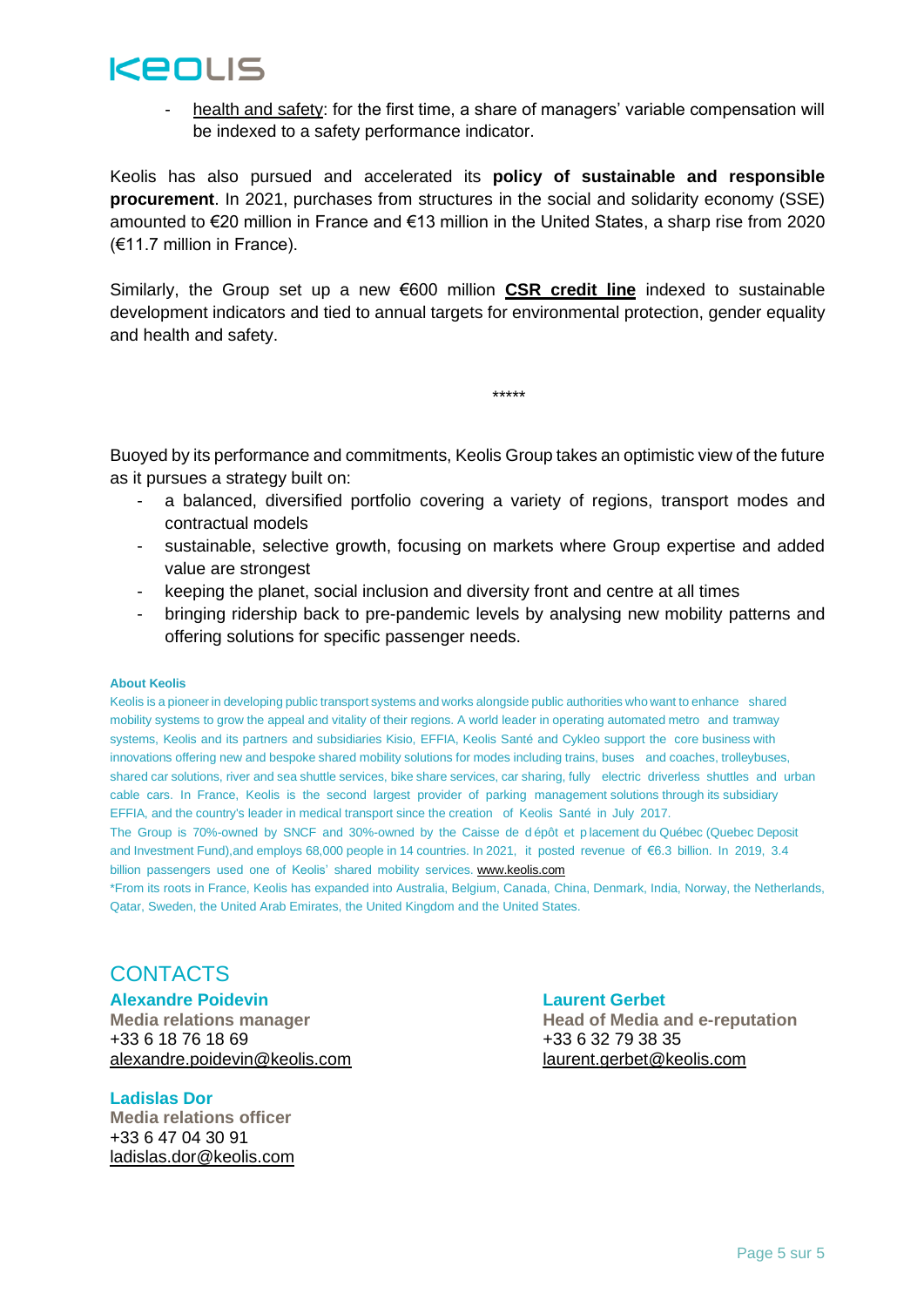- health and safety: for the first time, a share of managers' variable compensation will be indexed to a safety performance indicator.

Keolis has also pursued and accelerated its **policy of sustainable and responsible procurement**. In 2021, purchases from structures in the social and solidarity economy (SSE) amounted to €20 million in France and €13 million in the United States, a sharp rise from 2020 (€11.7 million in France).

Similarly, the Group set up a new €600 million **CSR credit line** indexed to sustainable development indicators and tied to annual targets for environmental protection, gender equality and health and safety.

*****

Buoyed by its performance and commitments, Keolis Group takes an optimistic view of the future as it pursues a strategy built on:

- a balanced, diversified portfolio covering a variety of regions, transport modes and contractual models
- sustainable, selective growth, focusing on markets where Group expertise and added value are strongest
- keeping the planet, social inclusion and diversity front and centre at all times
- bringing ridership back to pre-pandemic levels by analysing new mobility patterns and offering solutions for specific passenger needs.

**About Keolis**

Keolis is a pioneer in developing public transport systems and works alongside public authorities who want to enhance shared mobility systems to grow the appeal and vitality of their regions. A world leader in operating automated metro and tramway systems, Keolis and its partners and subsidiaries Kisio, EFFIA, Keolis Santé and Cykleo support the core business with innovations offering new and bespoke shared mobility solutions for modes including trains, buses and coaches, trolleybuses, shared car solutions, river and sea shuttle services, bike share services, car sharing, fully electric driverless shuttles and urban cable cars. In France, Keolis is the second largest provider of parking management solutions through its subsidiary EFFIA, and the country's leader in medical transport since the creation of Keolis Santé in July 2017.

The Group is 70%-owned by SNCF and 30%-owned by the Caisse de dépôt et placement du Québec (Quebec Deposit and Investment Fund),and employs 68,000 people in 14 countries. In 2021, it posted revenue of €6.3 billion. In 2019, 3.4 billion passengers used one of Keolis' shared mobility services. www.keolis.com

*From its roots in France, Keolis has expanded into Australia, Belgium, Canada, China, Denmark, India, Norway, the Netherlands, Qatar, Sweden, the United Arab Emirates, the United Kingdom and the United States.

## CONTACTS

**Alexandre Poidevin**
**Media relations manager**
+33 6 18 76 18 69
alexandre.poidevin@keolis.com

**Ladislas Dor**
**Media relations officer**
+33 6 47 04 30 91
ladislas.dor@keolis.com

**Laurent Gerbet**
**Head of Media and e-reputation**
+33 6 32 79 38 35
laurent.gerbet@keolis.com